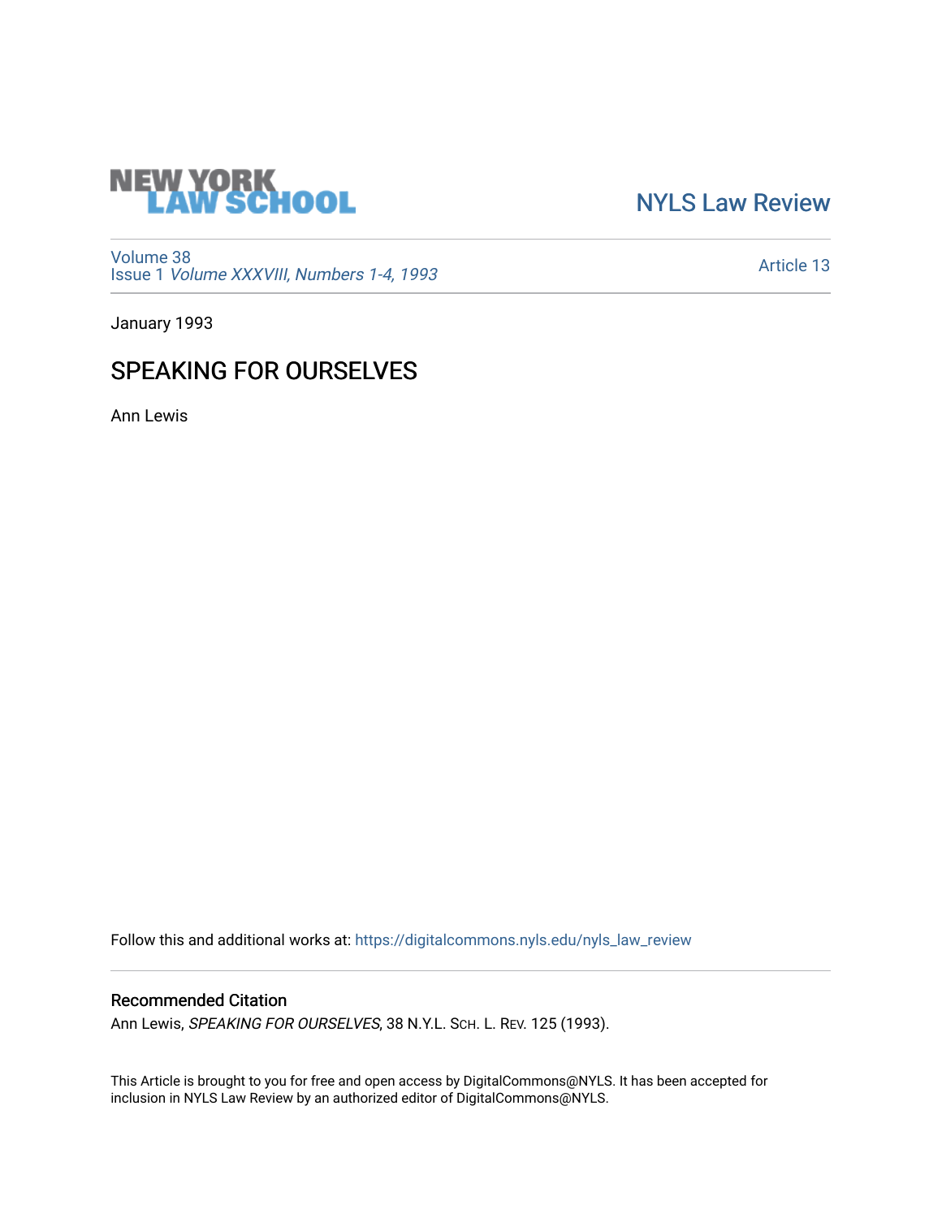NEW YORK LAW SCHOOL

NYLS Law Review

Volume 38
Issue 1 *Volume XXXVIII, Numbers 1-4, 1993*

Article 13

January 1993

# SPEAKING FOR OURSELVES

Ann Lewis

Follow this and additional works at: https://digitalcommons.nyls.edu/nyls_law_review

## Recommended Citation

Ann Lewis, *SPEAKING FOR OURSELVES*, 38 N.Y.L. SCH. L. REV. 125 (1993).

This Article is brought to you for free and open access by DigitalCommons@NYLS. It has been accepted for inclusion in NYLS Law Review by an authorized editor of DigitalCommons@NYLS.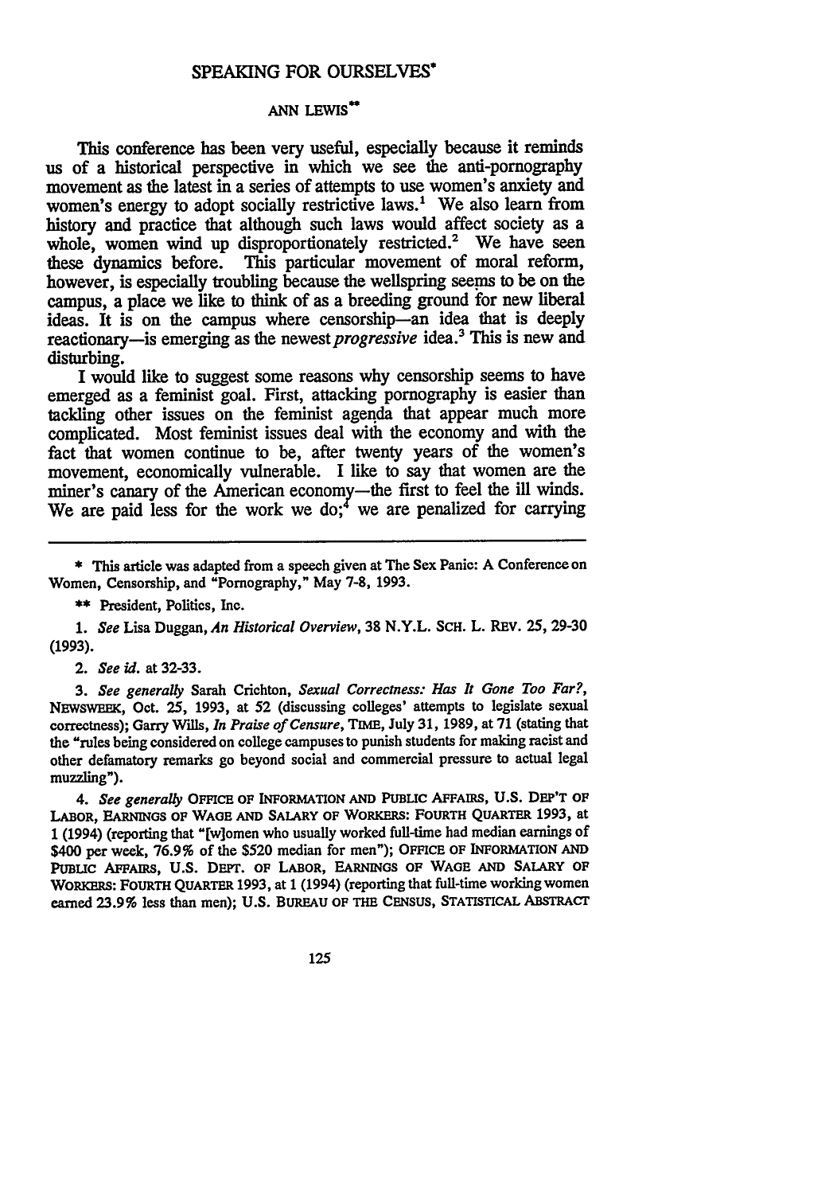# SPEAKING FOR OURSELVES*

## ANN LEWIS**

This conference has been very useful, especially because it reminds us of a historical perspective in which we see the anti-pornography movement as the latest in a series of attempts to use women's anxiety and women's energy to adopt socially restrictive laws.[1] We also learn from history and practice that although such laws would affect society as a whole, women wind up disproportionately restricted.[2] We have seen these dynamics before. This particular movement of moral reform, however, is especially troubling because the wellspring seems to be on the campus, a place we like to think of as a breeding ground for new liberal ideas. It is on the campus where censorship—an idea that is deeply reactionary—is emerging as the newest *progressive* idea.[3] This is new and disturbing.

I would like to suggest some reasons why censorship seems to have emerged as a feminist goal. First, attacking pornography is easier than tackling other issues on the feminist agenda that appear much more complicated. Most feminist issues deal with the economy and with the fact that women continue to be, after twenty years of the women's movement, economically vulnerable. I like to say that women are the miner's canary of the American economy—the first to feel the ill winds. We are paid less for the work we do;[4] we are penalized for carrying

---

\* This article was adapted from a speech given at The Sex Panic: A Conference on Women, Censorship, and "Pornography," May 7-8, 1993.

\*\* President, Politics, Inc.

1. *See* Lisa Duggan, *An Historical Overview*, 38 N.Y.L. SCH. L. REV. 25, 29-30 (1993).

2. *See id.* at 32-33.

3. *See generally* Sarah Crichton, *Sexual Correctness: Has It Gone Too Far?*, NEWSWEEK, Oct. 25, 1993, at 52 (discussing colleges' attempts to legislate sexual correctness); Garry Wills, *In Praise of Censure*, TIME, July 31, 1989, at 71 (stating that the "rules being considered on college campuses to punish students for making racist and other defamatory remarks go beyond social and commercial pressure to actual legal muzzling").

4. *See generally* OFFICE OF INFORMATION AND PUBLIC AFFAIRS, U.S. DEP'T OF LABOR, EARNINGS OF WAGE AND SALARY OF WORKERS: FOURTH QUARTER 1993, at 1 (1994) (reporting that "[w]omen who usually worked full-time had median earnings of $400 per week, 76.9% of the $520 median for men"); OFFICE OF INFORMATION AND PUBLIC AFFAIRS, U.S. DEPT. OF LABOR, EARNINGS OF WAGE AND SALARY OF WORKERS: FOURTH QUARTER 1993, at 1 (1994) (reporting that full-time working women earned 23.9% less than men); U.S. BUREAU OF THE CENSUS, STATISTICAL ABSTRACT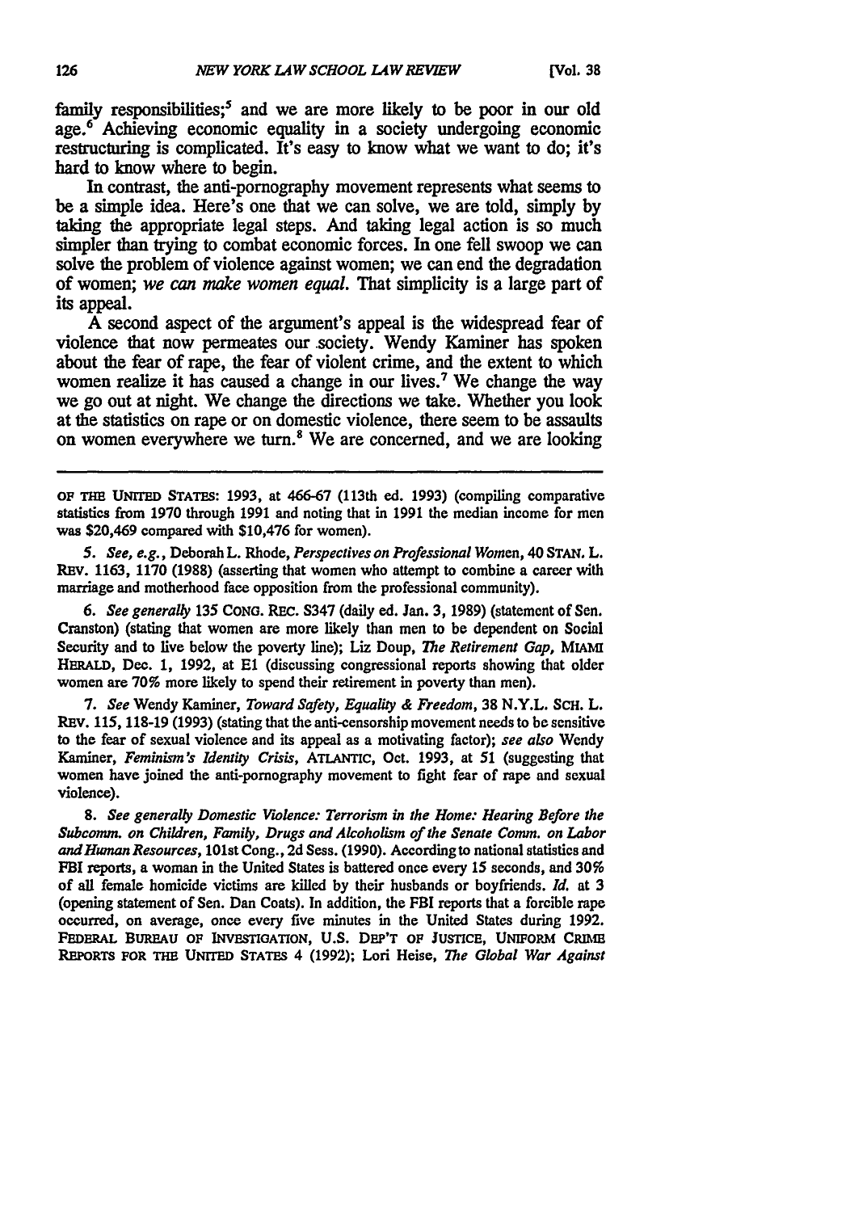family responsibilities;[5] and we are more likely to be poor in our old age.[6] Achieving economic equality in a society undergoing economic restructuring is complicated. It's easy to know what we want to do; it's hard to know where to begin.

In contrast, the anti-pornography movement represents what seems to be a simple idea. Here's one that we can solve, we are told, simply by taking the appropriate legal steps. And taking legal action is so much simpler than trying to combat economic forces. In one fell swoop we can solve the problem of violence against women; we can end the degradation of women; *we can make women equal.* That simplicity is a large part of its appeal.

A second aspect of the argument's appeal is the widespread fear of violence that now permeates our society. Wendy Kaminer has spoken about the fear of rape, the fear of violent crime, and the extent to which women realize it has caused a change in our lives.[7] We change the way we go out at night. We change the directions we take. Whether you look at the statistics on rape or on domestic violence, there seem to be assaults on women everywhere we turn.[8] We are concerned, and we are looking

---

OF THE UNITED STATES: 1993, at 466-67 (113th ed. 1993) (compiling comparative statistics from 1970 through 1991 and noting that in 1991 the median income for men was $20,469 compared with $10,476 for women).

5. *See, e.g.*, Deborah L. Rhode, *Perspectives on Professional Women*, 40 STAN. L. REV. 1163, 1170 (1988) (asserting that women who attempt to combine a career with marriage and motherhood face opposition from the professional community).

6. *See generally* 135 CONG. REC. S347 (daily ed. Jan. 3, 1989) (statement of Sen. Cranston) (stating that women are more likely than men to be dependent on Social Security and to live below the poverty line); Liz Doup, *The Retirement Gap*, MIAMI HERALD, Dec. 1, 1992, at E1 (discussing congressional reports showing that older women are 70% more likely to spend their retirement in poverty than men).

7. *See* Wendy Kaminer, *Toward Safety, Equality & Freedom*, 38 N.Y.L. SCH. L. REV. 115, 118-19 (1993) (stating that the anti-censorship movement needs to be sensitive to the fear of sexual violence and its appeal as a motivating factor); *see also* Wendy Kaminer, *Feminism's Identity Crisis*, ATLANTIC, Oct. 1993, at 51 (suggesting that women have joined the anti-pornography movement to fight fear of rape and sexual violence).

8. *See generally Domestic Violence: Terrorism in the Home: Hearing Before the Subcomm. on Children, Family, Drugs and Alcoholism of the Senate Comm. on Labor and Human Resources*, 101st Cong., 2d Sess. (1990). According to national statistics and FBI reports, a woman in the United States is battered once every 15 seconds, and 30% of all female homicide victims are killed by their husbands or boyfriends. *Id.* at 3 (opening statement of Sen. Dan Coats). In addition, the FBI reports that a forcible rape occurred, on average, once every five minutes in the United States during 1992. FEDERAL BUREAU OF INVESTIGATION, U.S. DEP'T OF JUSTICE, UNIFORM CRIME REPORTS FOR THE UNITED STATES 4 (1992); Lori Heise, *The Global War Against*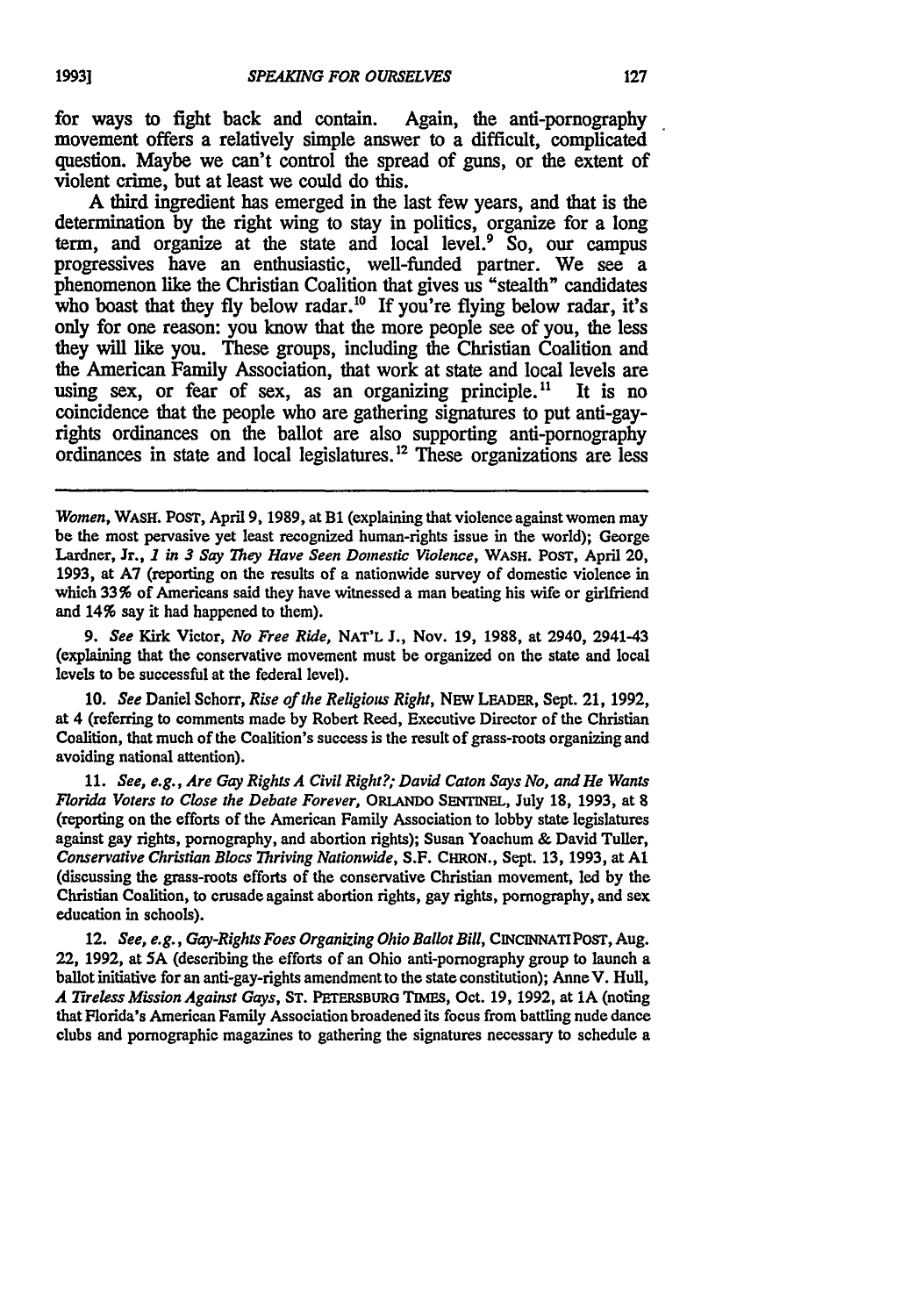for ways to fight back and contain. Again, the anti-pornography movement offers a relatively simple answer to a difficult, complicated question. Maybe we can't control the spread of guns, or the extent of violent crime, but at least we could do this.

A third ingredient has emerged in the last few years, and that is the determination by the right wing to stay in politics, organize for a long term, and organize at the state and local level.[9] So, our campus progressives have an enthusiastic, well-funded partner. We see a phenomenon like the Christian Coalition that gives us "stealth" candidates who boast that they fly below radar.[10] If you're flying below radar, it's only for one reason: you know that the more people see of you, the less they will like you. These groups, including the Christian Coalition and the American Family Association, that work at state and local levels are using sex, or fear of sex, as an organizing principle.[11] It is no coincidence that the people who are gathering signatures to put anti-gay-rights ordinances on the ballot are also supporting anti-pornography ordinances in state and local legislatures.[12] These organizations are less

---

*Women*, WASH. POST, April 9, 1989, at B1 (explaining that violence against women may be the most pervasive yet least recognized human-rights issue in the world); George Lardner, Jr., *1 in 3 Say They Have Seen Domestic Violence*, WASH. POST, April 20, 1993, at A7 (reporting on the results of a nationwide survey of domestic violence in which 33% of Americans said they have witnessed a man beating his wife or girlfriend and 14% say it had happened to them).

9. *See* Kirk Victor, *No Free Ride*, NAT'L J., Nov. 19, 1988, at 2940, 2941-43 (explaining that the conservative movement must be organized on the state and local levels to be successful at the federal level).

10. *See* Daniel Schorr, *Rise of the Religious Right*, NEW LEADER, Sept. 21, 1992, at 4 (referring to comments made by Robert Reed, Executive Director of the Christian Coalition, that much of the Coalition's success is the result of grass-roots organizing and avoiding national attention).

11. *See, e.g.*, *Are Gay Rights A Civil Right?; David Caton Says No, and He Wants Florida Voters to Close the Debate Forever*, ORLANDO SENTINEL, July 18, 1993, at 8 (reporting on the efforts of the American Family Association to lobby state legislatures against gay rights, pornography, and abortion rights); Susan Yoachum & David Tuller, *Conservative Christian Blocs Thriving Nationwide*, S.F. CHRON., Sept. 13, 1993, at A1 (discussing the grass-roots efforts of the conservative Christian movement, led by the Christian Coalition, to crusade against abortion rights, gay rights, pornography, and sex education in schools).

12. *See, e.g.*, *Gay-Rights Foes Organizing Ohio Ballot Bill*, CINCINNATI POST, Aug. 22, 1992, at 5A (describing the efforts of an Ohio anti-pornography group to launch a ballot initiative for an anti-gay-rights amendment to the state constitution); Anne V. Hull, *A Tireless Mission Against Gays*, ST. PETERSBURG TIMES, Oct. 19, 1992, at 1A (noting that Florida's American Family Association broadened its focus from battling nude dance clubs and pornographic magazines to gathering the signatures necessary to schedule a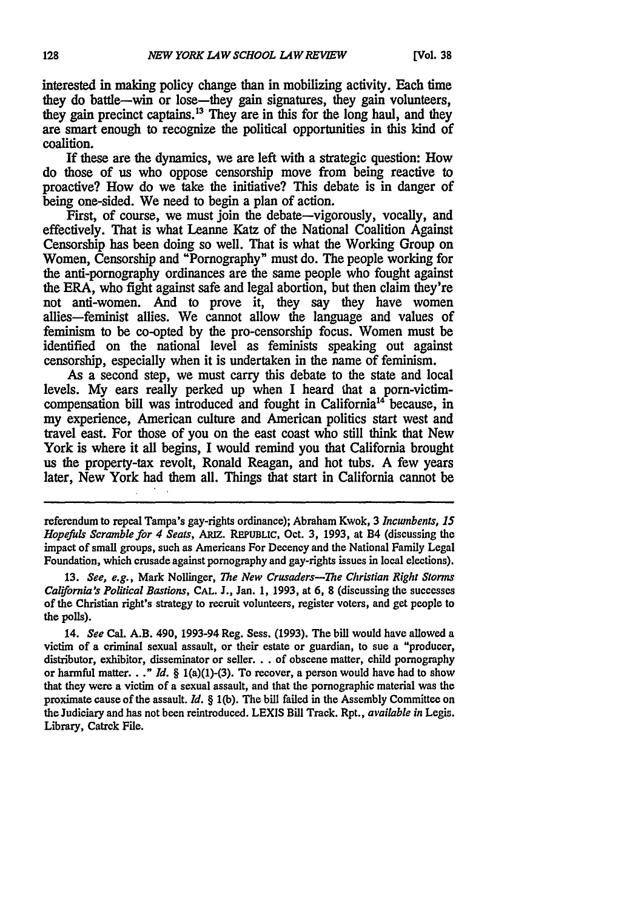interested in making policy change than in mobilizing activity. Each time they do battle—win or lose—they gain signatures, they gain volunteers, they gain precinct captains.[13] They are in this for the long haul, and they are smart enough to recognize the political opportunities in this kind of coalition.

If these are the dynamics, we are left with a strategic question: How do those of us who oppose censorship move from being reactive to proactive? How do we take the initiative? This debate is in danger of being one-sided. We need to begin a plan of action.

First, of course, we must join the debate—vigorously, vocally, and effectively. That is what Leanne Katz of the National Coalition Against Censorship has been doing so well. That is what the Working Group on Women, Censorship and "Pornography" must do. The people working for the anti-pornography ordinances are the same people who fought against the ERA, who fight against safe and legal abortion, but then claim they're not anti-women. And to prove it, they say they have women allies—feminist allies. We cannot allow the language and values of feminism to be co-opted by the pro-censorship focus. Women must be identified on the national level as feminists speaking out against censorship, especially when it is undertaken in the name of feminism.

As a second step, we must carry this debate to the state and local levels. My ears really perked up when I heard that a porn-victim-compensation bill was introduced and fought in California[14] because, in my experience, American culture and American politics start west and travel east. For those of you on the east coast who still think that New York is where it all begins, I would remind you that California brought us the property-tax revolt, Ronald Reagan, and hot tubs. A few years later, New York had them all. Things that start in California cannot be

---

referendum to repeal Tampa's gay-rights ordinance); Abraham Kwok, 3 *Incumbents, 15 Hopefuls Scramble for 4 Seats*, ARIZ. REPUBLIC, Oct. 3, 1993, at B4 (discussing the impact of small groups, such as Americans For Decency and the National Family Legal Foundation, which crusade against pornography and gay-rights issues in local elections).

13. *See, e.g.*, Mark Nollinger, *The New Crusaders—The Christian Right Storms California's Political Bastions*, CAL. J., Jan. 1, 1993, at 6, 8 (discussing the successes of the Christian right's strategy to recruit volunteers, register voters, and get people to the polls).

14. *See* Cal. A.B. 490, 1993-94 Reg. Sess. (1993). The bill would have allowed a victim of a criminal sexual assault, or their estate or guardian, to sue a "producer, distributor, exhibitor, disseminator or seller. . . of obscene matter, child pornography or harmful matter. . ." *Id.* § 1(a)(1)-(3). To recover, a person would have had to show that they were a victim of a sexual assault, and that the pornographic material was the proximate cause of the assault. *Id.* § 1(b). The bill failed in the Assembly Committee on the Judiciary and has not been reintroduced. LEXIS Bill Track. Rpt., *available in* Legis. Library, Catrck File.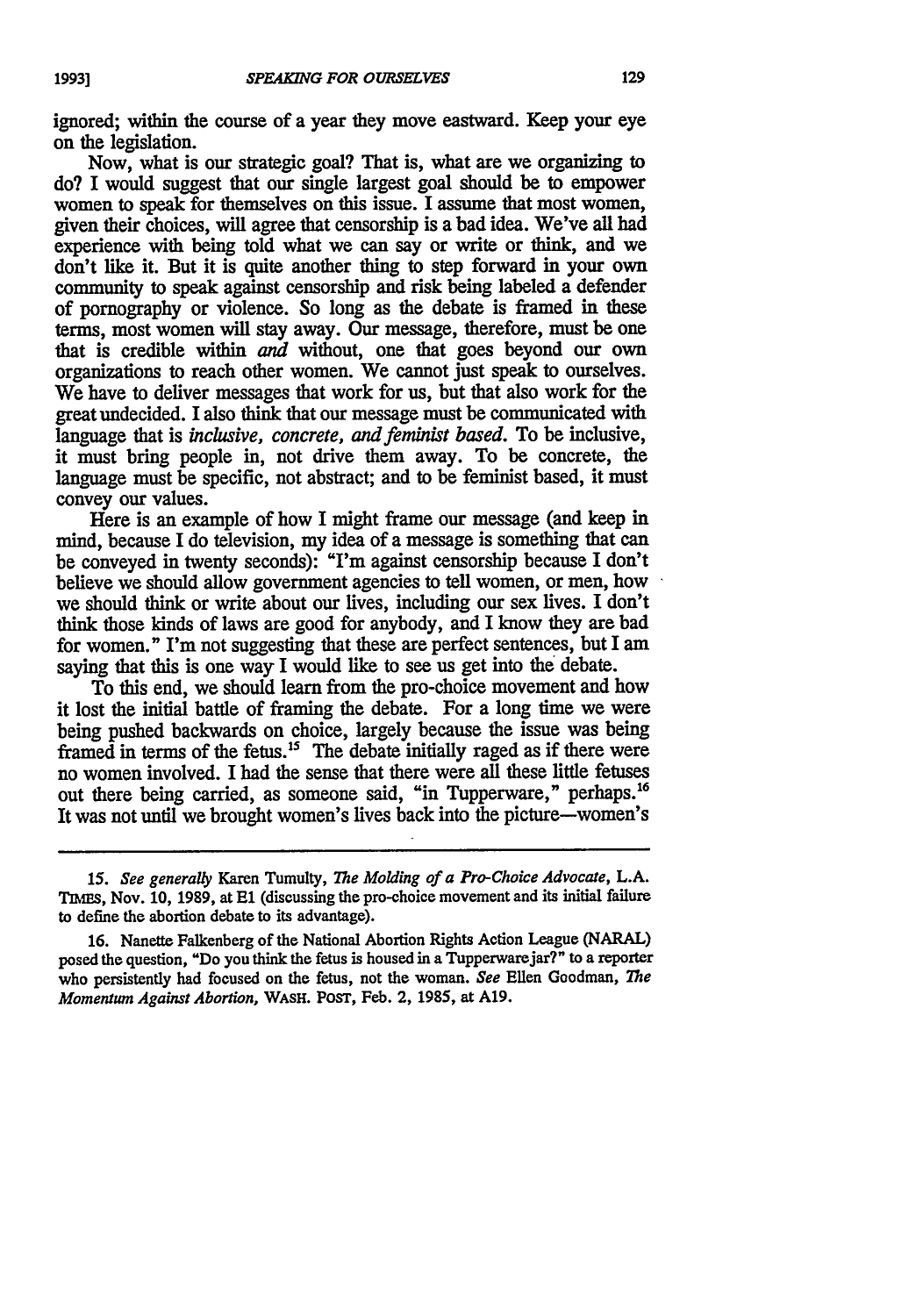ignored; within the course of a year they move eastward. Keep your eye on the legislation.

Now, what is our strategic goal? That is, what are we organizing to do? I would suggest that our single largest goal should be to empower women to speak for themselves on this issue. I assume that most women, given their choices, will agree that censorship is a bad idea. We've all had experience with being told what we can say or write or think, and we don't like it. But it is quite another thing to step forward in your own community to speak against censorship and risk being labeled a defender of pornography or violence. So long as the debate is framed in these terms, most women will stay away. Our message, therefore, must be one that is credible within *and* without, one that goes beyond our own organizations to reach other women. We cannot just speak to ourselves. We have to deliver messages that work for us, but that also work for the great undecided. I also think that our message must be communicated with language that is *inclusive, concrete, and feminist based*. To be inclusive, it must bring people in, not drive them away. To be concrete, the language must be specific, not abstract; and to be feminist based, it must convey our values.

Here is an example of how I might frame our message (and keep in mind, because I do television, my idea of a message is something that can be conveyed in twenty seconds): "I'm against censorship because I don't believe we should allow government agencies to tell women, or men, how we should think or write about our lives, including our sex lives. I don't think those kinds of laws are good for anybody, and I know they are bad for women." I'm not suggesting that these are perfect sentences, but I am saying that this is one way I would like to see us get into the debate.

To this end, we should learn from the pro-choice movement and how it lost the initial battle of framing the debate. For a long time we were being pushed backwards on choice, largely because the issue was being framed in terms of the fetus.[15] The debate initially raged as if there were no women involved. I had the sense that there were all these little fetuses out there being carried, as someone said, "in Tupperware," perhaps.[16] It was not until we brought women's lives back into the picture—women's

---

15. *See generally* Karen Tumulty, *The Molding of a Pro-Choice Advocate*, L.A. TIMES, Nov. 10, 1989, at E1 (discussing the pro-choice movement and its initial failure to define the abortion debate to its advantage).

16. Nanette Falkenberg of the National Abortion Rights Action League (NARAL) posed the question, "Do you think the fetus is housed in a Tupperware jar?" to a reporter who persistently had focused on the fetus, not the woman. *See* Ellen Goodman, *The Momentum Against Abortion*, WASH. POST, Feb. 2, 1985, at A19.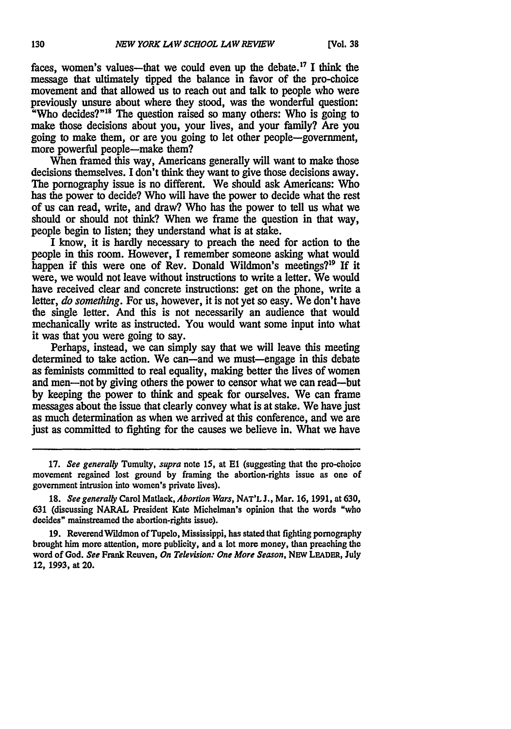faces, women's values—that we could even up the debate.[17] I think the message that ultimately tipped the balance in favor of the pro-choice movement and that allowed us to reach out and talk to people who were previously unsure about where they stood, was the wonderful question: "Who decides?"[18] The question raised so many others: Who is going to make those decisions about you, your lives, and your family? Are you going to make them, or are you going to let other people—government, more powerful people—make them?

When framed this way, Americans generally will want to make those decisions themselves. I don't think they want to give those decisions away. The pornography issue is no different. We should ask Americans: Who has the power to decide? Who will have the power to decide what the rest of us can read, write, and draw? Who has the power to tell us what we should or should not think? When we frame the question in that way, people begin to listen; they understand what is at stake.

I know, it is hardly necessary to preach the need for action to the people in this room. However, I remember someone asking what would happen if this were one of Rev. Donald Wildmon's meetings?[19] If it were, we would not leave without instructions to write a letter. We would have received clear and concrete instructions: get on the phone, write a letter, *do something*. For us, however, it is not yet so easy. We don't have the single letter. And this is not necessarily an audience that would mechanically write as instructed. You would want some input into what it was that you were going to say.

Perhaps, instead, we can simply say that we will leave this meeting determined to take action. We can—and we must—engage in this debate as feminists committed to real equality, making better the lives of women and men—not by giving others the power to censor what we can read—but by keeping the power to think and speak for ourselves. We can frame messages about the issue that clearly convey what is at stake. We have just as much determination as when we arrived at this conference, and we are just as committed to fighting for the causes we believe in. What we have

---

17. *See generally* Tumulty, *supra* note 15, at E1 (suggesting that the pro-choice movement regained lost ground by framing the abortion-rights issue as one of government intrusion into women's private lives).

18. *See generally* Carol Matlack, *Abortion Wars*, NAT'L J., Mar. 16, 1991, at 630, 631 (discussing NARAL President Kate Michelman's opinion that the words "who decides" mainstreamed the abortion-rights issue).

19. Reverend Wildmon of Tupelo, Mississippi, has stated that fighting pornography brought him more attention, more publicity, and a lot more money, than preaching the word of God. *See* Frank Reuven, *On Television: One More Season*, NEW LEADER, July 12, 1993, at 20.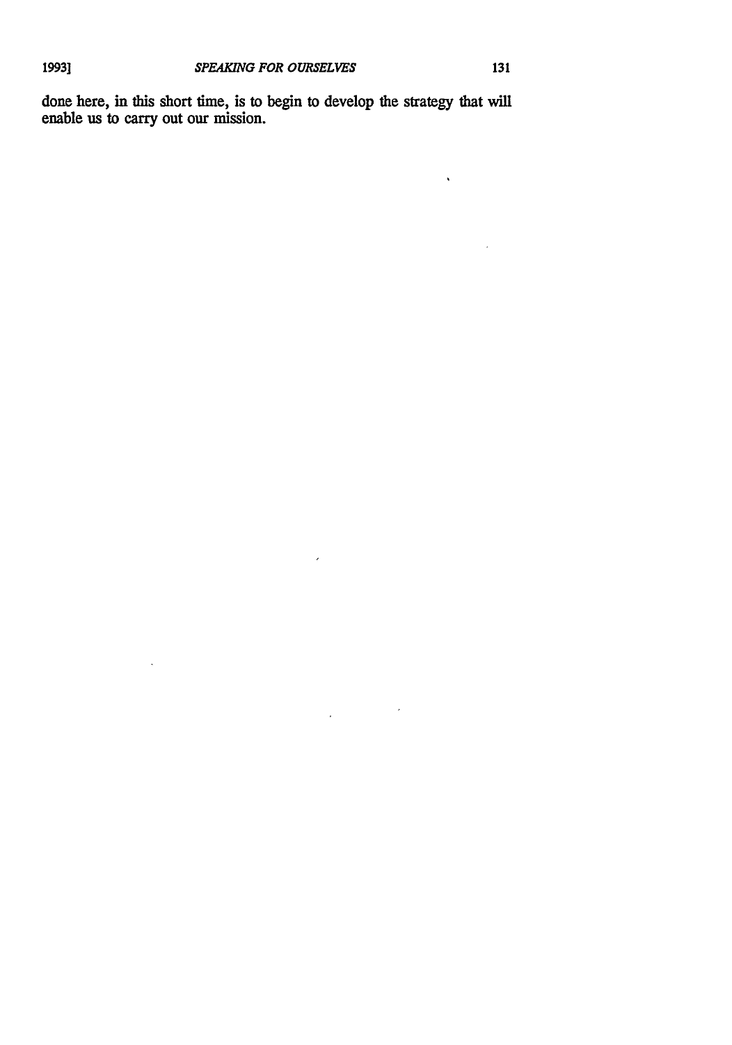done here, in this short time, is to begin to develop the strategy that will enable us to carry out our mission.